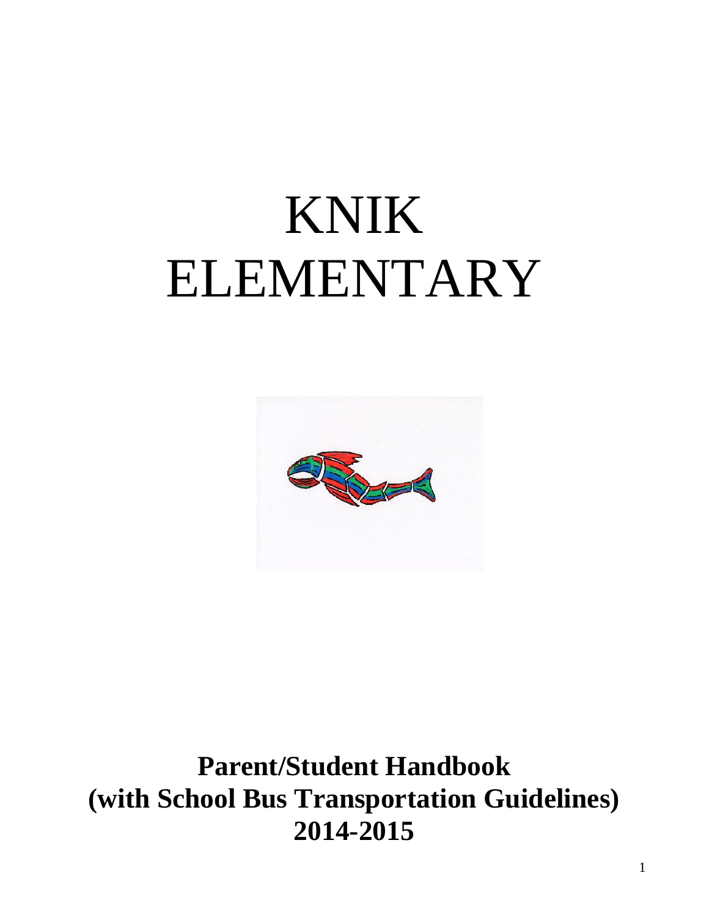# KNIK ELEMENTARY

**Parent/Student Handbook**
**(with School Bus Transportation Guidelines)**
**2014-2015**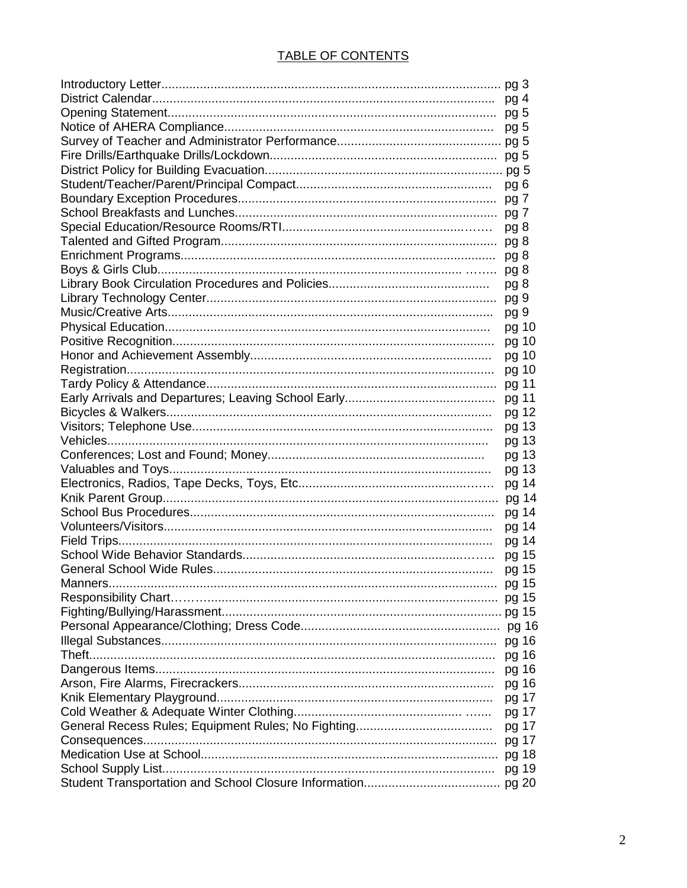# TABLE OF CONTENTS

| | |
|---|---|
| Introductory Letter | pg 3 |
| District Calendar | pg 4 |
| Opening Statement | pg 5 |
| Notice of AHERA Compliance | pg 5 |
| Survey of Teacher and Administrator Performance | pg 5 |
| Fire Drills/Earthquake Drills/Lockdown | pg 5 |
| District Policy for Building Evacuation | pg 5 |
| Student/Teacher/Parent/Principal Compact | pg 6 |
| Boundary Exception Procedures | pg 7 |
| School Breakfasts and Lunches | pg 7 |
| Special Education/Resource Rooms/RTI | pg 8 |
| Talented and Gifted Program | pg 8 |
| Enrichment Programs | pg 8 |
| Boys & Girls Club | pg 8 |
| Library Book Circulation Procedures and Policies | pg 8 |
| Library Technology Center | pg 9 |
| Music/Creative Arts | pg 9 |
| Physical Education | pg 10 |
| Positive Recognition | pg 10 |
| Honor and Achievement Assembly | pg 10 |
| Registration | pg 10 |
| Tardy Policy & Attendance | pg 11 |
| Early Arrivals and Departures; Leaving School Early | pg 11 |
| Bicycles & Walkers | pg 12 |
| Visitors; Telephone Use | pg 13 |
| Vehicles | pg 13 |
| Conferences; Lost and Found; Money | pg 13 |
| Valuables and Toys | pg 13 |
| Electronics, Radios, Tape Decks, Toys, Etc. | pg 14 |
| Knik Parent Group | pg 14 |
| School Bus Procedures | pg 14 |
| Volunteers/Visitors | pg 14 |
| Field Trips | pg 14 |
| School Wide Behavior Standards | pg 15 |
| General School Wide Rules | pg 15 |
| Manners | pg 15 |
| Responsibility Chart | pg 15 |
| Fighting/Bullying/Harassment | pg 15 |
| Personal Appearance/Clothing; Dress Code | pg 16 |
| Illegal Substances | pg 16 |
| Theft | pg 16 |
| Dangerous Items | pg 16 |
| Arson, Fire Alarms, Firecrackers | pg 16 |
| Knik Elementary Playground | pg 17 |
| Cold Weather & Adequate Winter Clothing | pg 17 |
| General Recess Rules; Equipment Rules; No Fighting | pg 17 |
| Consequences | pg 17 |
| Medication Use at School | pg 18 |
| School Supply List | pg 19 |
| Student Transportation and School Closure Information | pg 20 |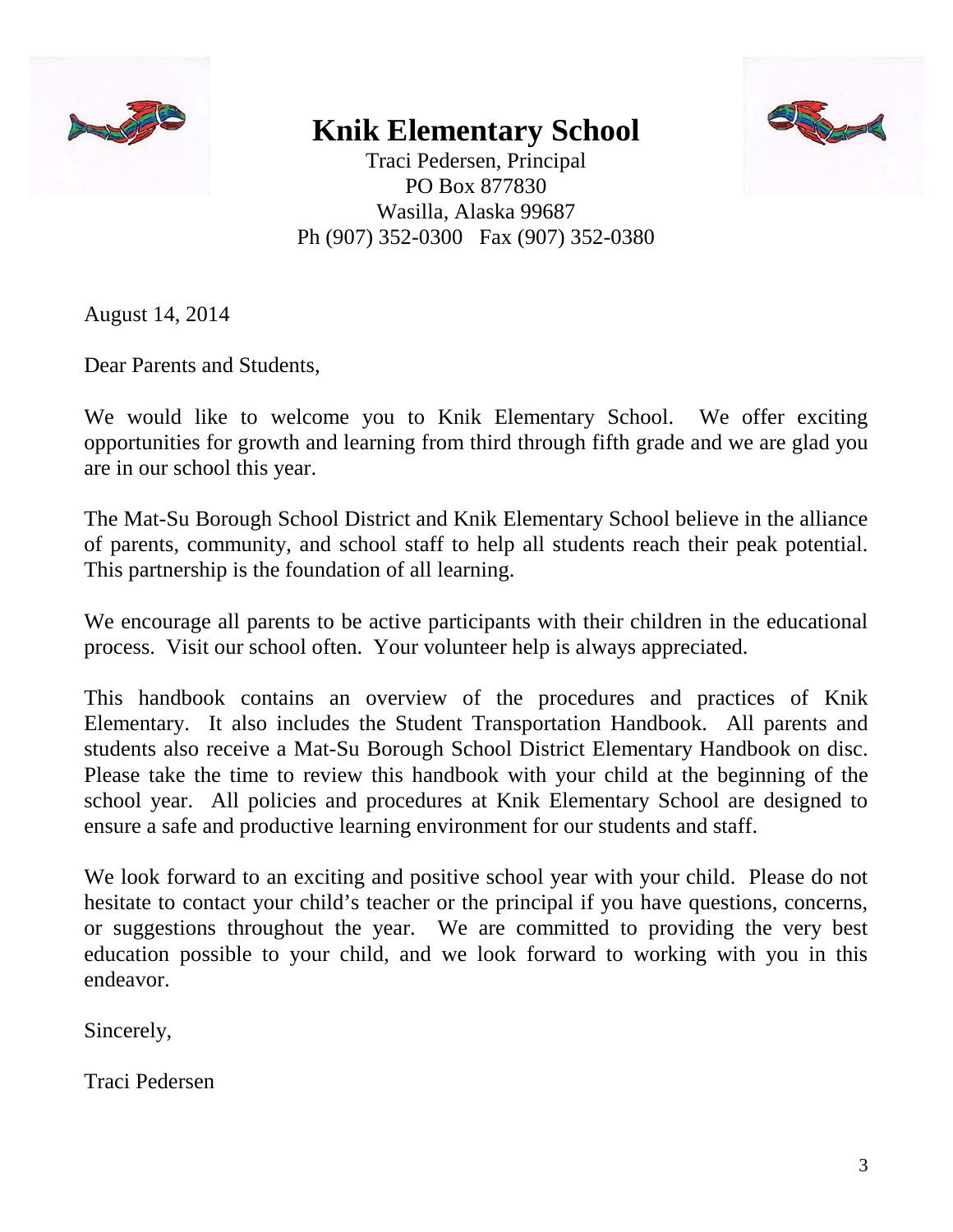# Knik Elementary School

Traci Pedersen, Principal
PO Box 877830
Wasilla, Alaska 99687
Ph (907) 352-0300 Fax (907) 352-0380

August 14, 2014

Dear Parents and Students,

We would like to welcome you to Knik Elementary School. We offer exciting opportunities for growth and learning from third through fifth grade and we are glad you are in our school this year.

The Mat-Su Borough School District and Knik Elementary School believe in the alliance of parents, community, and school staff to help all students reach their peak potential. This partnership is the foundation of all learning.

We encourage all parents to be active participants with their children in the educational process. Visit our school often. Your volunteer help is always appreciated.

This handbook contains an overview of the procedures and practices of Knik Elementary. It also includes the Student Transportation Handbook. All parents and students also receive a Mat-Su Borough School District Elementary Handbook on disc. Please take the time to review this handbook with your child at the beginning of the school year. All policies and procedures at Knik Elementary School are designed to ensure a safe and productive learning environment for our students and staff.

We look forward to an exciting and positive school year with your child. Please do not hesitate to contact your child's teacher or the principal if you have questions, concerns, or suggestions throughout the year. We are committed to providing the very best education possible to your child, and we look forward to working with you in this endeavor.

Sincerely,

Traci Pedersen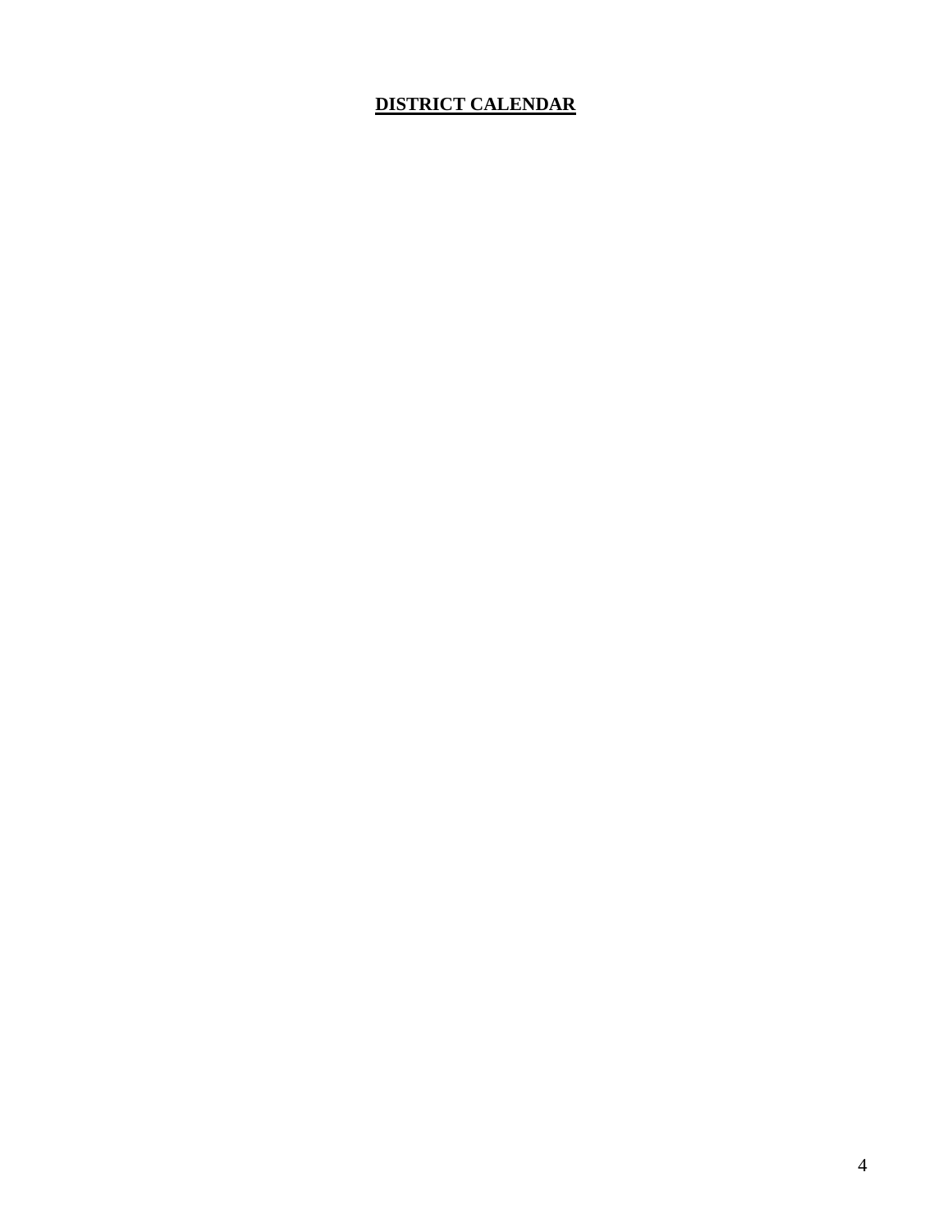**DISTRICT CALENDAR**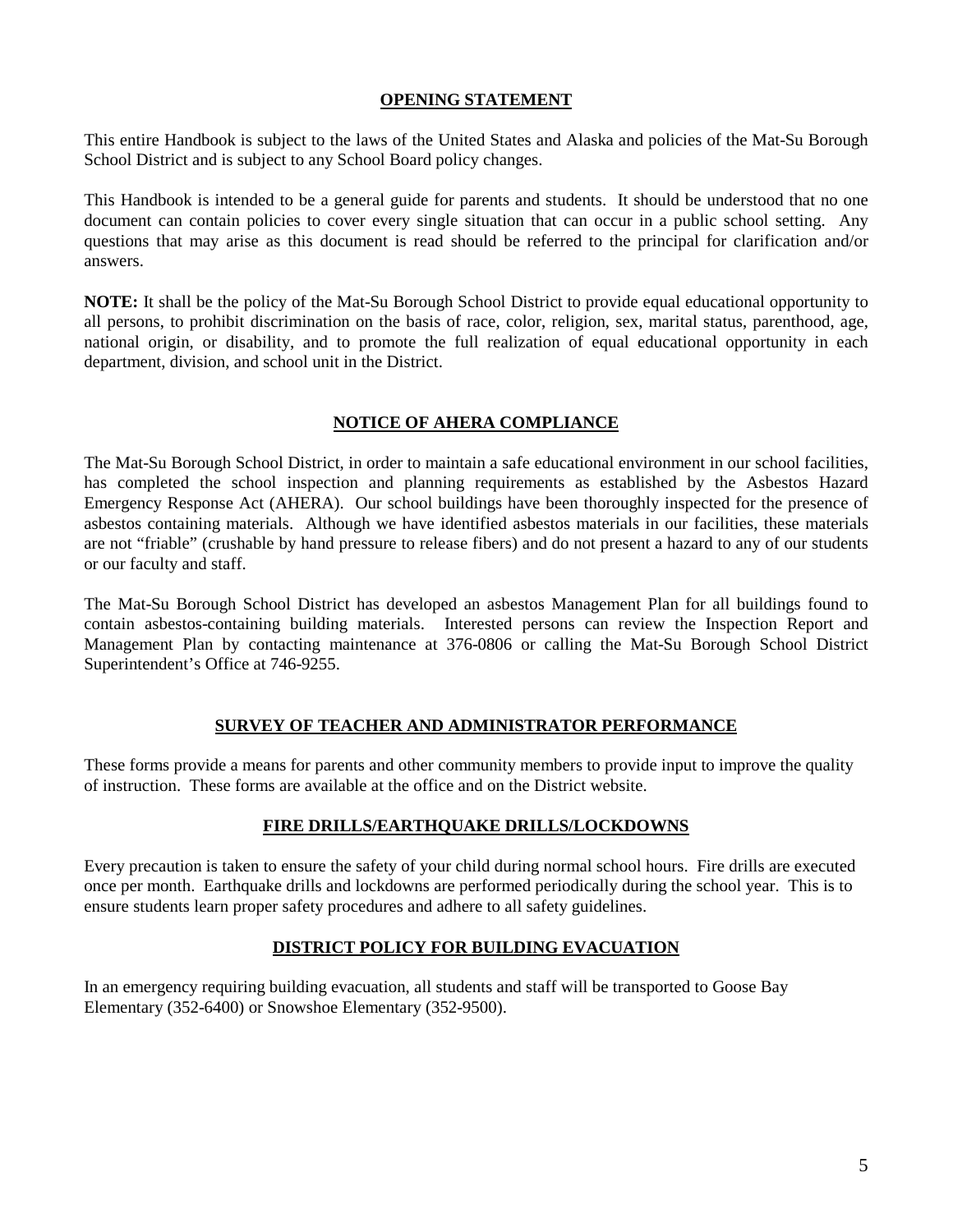## OPENING STATEMENT

This entire Handbook is subject to the laws of the United States and Alaska and policies of the Mat-Su Borough School District and is subject to any School Board policy changes.

This Handbook is intended to be a general guide for parents and students. It should be understood that no one document can contain policies to cover every single situation that can occur in a public school setting. Any questions that may arise as this document is read should be referred to the principal for clarification and/or answers.

**NOTE:** It shall be the policy of the Mat-Su Borough School District to provide equal educational opportunity to all persons, to prohibit discrimination on the basis of race, color, religion, sex, marital status, parenthood, age, national origin, or disability, and to promote the full realization of equal educational opportunity in each department, division, and school unit in the District.

## NOTICE OF AHERA COMPLIANCE

The Mat-Su Borough School District, in order to maintain a safe educational environment in our school facilities, has completed the school inspection and planning requirements as established by the Asbestos Hazard Emergency Response Act (AHERA). Our school buildings have been thoroughly inspected for the presence of asbestos containing materials. Although we have identified asbestos materials in our facilities, these materials are not "friable" (crushable by hand pressure to release fibers) and do not present a hazard to any of our students or our faculty and staff.

The Mat-Su Borough School District has developed an asbestos Management Plan for all buildings found to contain asbestos-containing building materials. Interested persons can review the Inspection Report and Management Plan by contacting maintenance at 376-0806 or calling the Mat-Su Borough School District Superintendent's Office at 746-9255.

## SURVEY OF TEACHER AND ADMINISTRATOR PERFORMANCE

These forms provide a means for parents and other community members to provide input to improve the quality of instruction. These forms are available at the office and on the District website.

## FIRE DRILLS/EARTHQUAKE DRILLS/LOCKDOWNS

Every precaution is taken to ensure the safety of your child during normal school hours. Fire drills are executed once per month. Earthquake drills and lockdowns are performed periodically during the school year. This is to ensure students learn proper safety procedures and adhere to all safety guidelines.

## DISTRICT POLICY FOR BUILDING EVACUATION

In an emergency requiring building evacuation, all students and staff will be transported to Goose Bay Elementary (352-6400) or Snowshoe Elementary (352-9500).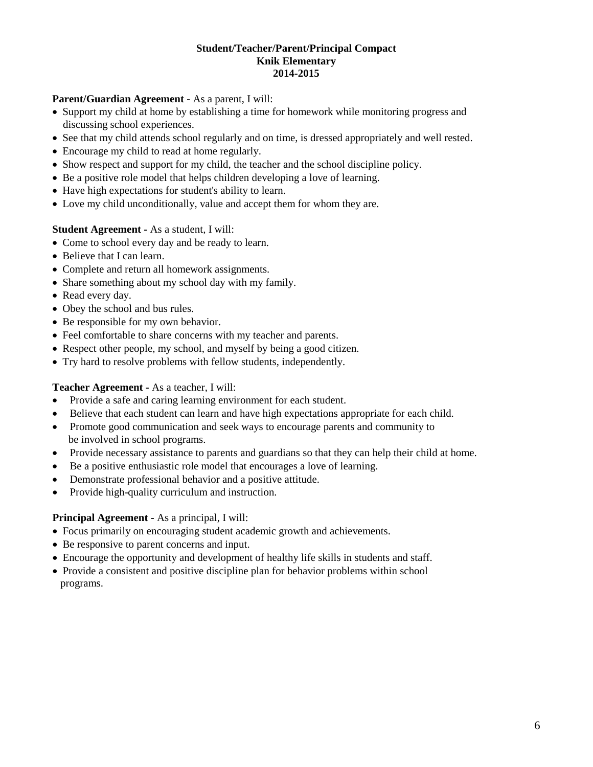**Student/Teacher/Parent/Principal Compact**
**Knik Elementary**
**2014-2015**

**Parent/Guardian Agreement -** As a parent, I will:

- Support my child at home by establishing a time for homework while monitoring progress and discussing school experiences.
- See that my child attends school regularly and on time, is dressed appropriately and well rested.
- Encourage my child to read at home regularly.
- Show respect and support for my child, the teacher and the school discipline policy.
- Be a positive role model that helps children developing a love of learning.
- Have high expectations for student's ability to learn.
- Love my child unconditionally, value and accept them for whom they are.

**Student Agreement -** As a student, I will:

- Come to school every day and be ready to learn.
- Believe that I can learn.
- Complete and return all homework assignments.
- Share something about my school day with my family.
- Read every day.
- Obey the school and bus rules.
- Be responsible for my own behavior.
- Feel comfortable to share concerns with my teacher and parents.
- Respect other people, my school, and myself by being a good citizen.
- Try hard to resolve problems with fellow students, independently.

**Teacher Agreement -** As a teacher, I will:

- Provide a safe and caring learning environment for each student.
- Believe that each student can learn and have high expectations appropriate for each child.
- Promote good communication and seek ways to encourage parents and community to be involved in school programs.
- Provide necessary assistance to parents and guardians so that they can help their child at home.
- Be a positive enthusiastic role model that encourages a love of learning.
- Demonstrate professional behavior and a positive attitude.
- Provide high-quality curriculum and instruction.

**Principal Agreement -** As a principal, I will:

- Focus primarily on encouraging student academic growth and achievements.
- Be responsive to parent concerns and input.
- Encourage the opportunity and development of healthy life skills in students and staff.
- Provide a consistent and positive discipline plan for behavior problems within school programs.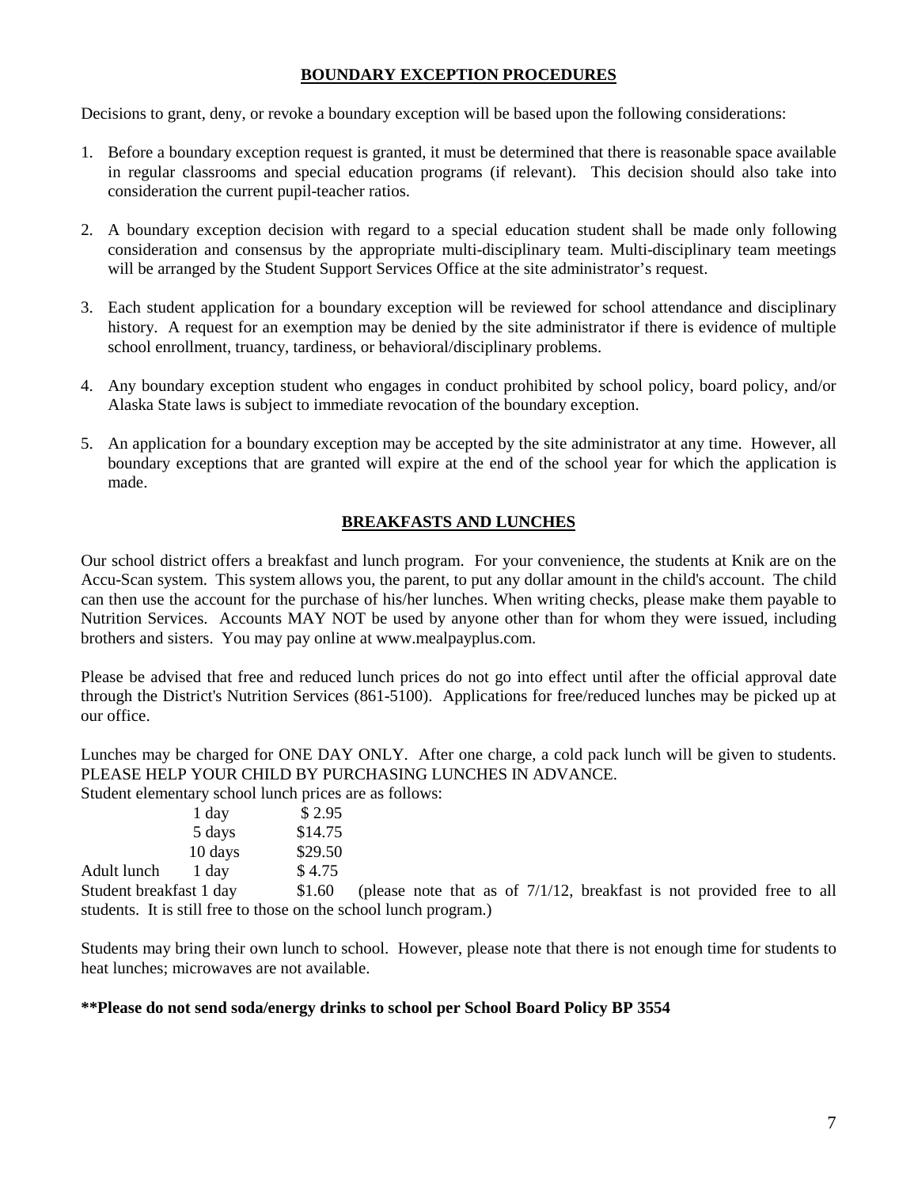## BOUNDARY EXCEPTION PROCEDURES

Decisions to grant, deny, or revoke a boundary exception will be based upon the following considerations:

1. Before a boundary exception request is granted, it must be determined that there is reasonable space available in regular classrooms and special education programs (if relevant). This decision should also take into consideration the current pupil-teacher ratios.

2. A boundary exception decision with regard to a special education student shall be made only following consideration and consensus by the appropriate multi-disciplinary team. Multi-disciplinary team meetings will be arranged by the Student Support Services Office at the site administrator's request.

3. Each student application for a boundary exception will be reviewed for school attendance and disciplinary history. A request for an exemption may be denied by the site administrator if there is evidence of multiple school enrollment, truancy, tardiness, or behavioral/disciplinary problems.

4. Any boundary exception student who engages in conduct prohibited by school policy, board policy, and/or Alaska State laws is subject to immediate revocation of the boundary exception.

5. An application for a boundary exception may be accepted by the site administrator at any time. However, all boundary exceptions that are granted will expire at the end of the school year for which the application is made.

## BREAKFASTS AND LUNCHES

Our school district offers a breakfast and lunch program. For your convenience, the students at Knik are on the Accu-Scan system. This system allows you, the parent, to put any dollar amount in the child's account. The child can then use the account for the purchase of his/her lunches. When writing checks, please make them payable to Nutrition Services. Accounts MAY NOT be used by anyone other than for whom they were issued, including brothers and sisters. You may pay online at www.mealpayplus.com.

Please be advised that free and reduced lunch prices do not go into effect until after the official approval date through the District's Nutrition Services (861-5100). Applications for free/reduced lunches may be picked up at our office.

Lunches may be charged for ONE DAY ONLY. After one charge, a cold pack lunch will be given to students. PLEASE HELP YOUR CHILD BY PURCHASING LUNCHES IN ADVANCE.

Student elementary school lunch prices are as follows:

| | | |
|---|---|---|
| | 1 day | $ 2.95 |
| | 5 days | $14.75 |
| | 10 days | $29.50 |
| Adult lunch | 1 day | $ 4.75 |
| Student breakfast | 1 day | $1.60 |

(please note that as of 7/1/12, breakfast is not provided free to all students. It is still free to those on the school lunch program.)

Students may bring their own lunch to school. However, please note that there is not enough time for students to heat lunches; microwaves are not available.

**\*\*Please do not send soda/energy drinks to school per School Board Policy BP 3554**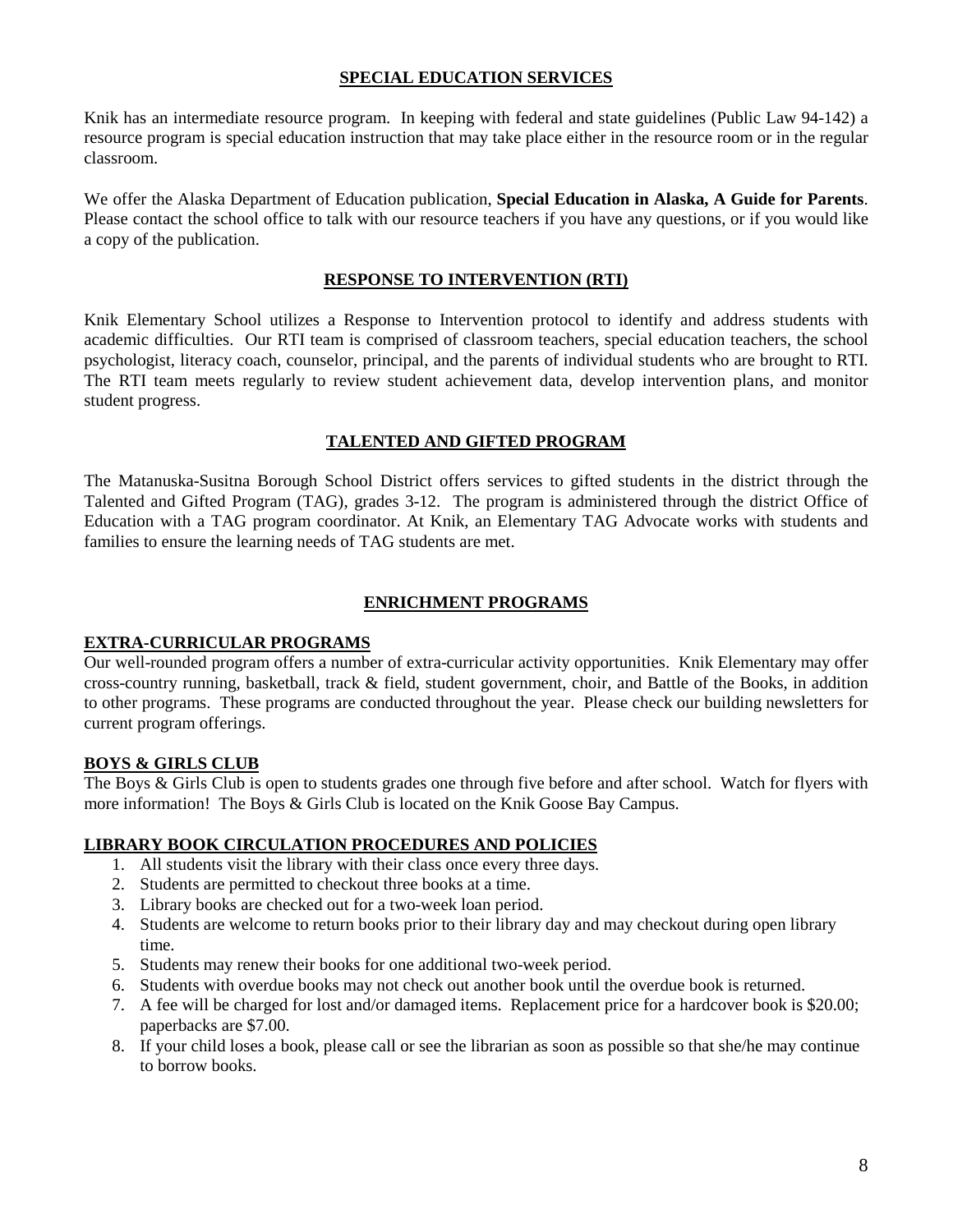## SPECIAL EDUCATION SERVICES

Knik has an intermediate resource program. In keeping with federal and state guidelines (Public Law 94-142) a resource program is special education instruction that may take place either in the resource room or in the regular classroom.

We offer the Alaska Department of Education publication, **Special Education in Alaska, A Guide for Parents**. Please contact the school office to talk with our resource teachers if you have any questions, or if you would like a copy of the publication.

## RESPONSE TO INTERVENTION (RTI)

Knik Elementary School utilizes a Response to Intervention protocol to identify and address students with academic difficulties. Our RTI team is comprised of classroom teachers, special education teachers, the school psychologist, literacy coach, counselor, principal, and the parents of individual students who are brought to RTI. The RTI team meets regularly to review student achievement data, develop intervention plans, and monitor student progress.

## TALENTED AND GIFTED PROGRAM

The Matanuska-Susitna Borough School District offers services to gifted students in the district through the Talented and Gifted Program (TAG), grades 3-12. The program is administered through the district Office of Education with a TAG program coordinator. At Knik, an Elementary TAG Advocate works with students and families to ensure the learning needs of TAG students are met.

## ENRICHMENT PROGRAMS

### EXTRA-CURRICULAR PROGRAMS

Our well-rounded program offers a number of extra-curricular activity opportunities. Knik Elementary may offer cross-country running, basketball, track & field, student government, choir, and Battle of the Books, in addition to other programs. These programs are conducted throughout the year. Please check our building newsletters for current program offerings.

### BOYS & GIRLS CLUB

The Boys & Girls Club is open to students grades one through five before and after school. Watch for flyers with more information! The Boys & Girls Club is located on the Knik Goose Bay Campus.

### LIBRARY BOOK CIRCULATION PROCEDURES AND POLICIES

1. All students visit the library with their class once every three days.
2. Students are permitted to checkout three books at a time.
3. Library books are checked out for a two-week loan period.
4. Students are welcome to return books prior to their library day and may checkout during open library time.
5. Students may renew their books for one additional two-week period.
6. Students with overdue books may not check out another book until the overdue book is returned.
7. A fee will be charged for lost and/or damaged items. Replacement price for a hardcover book is $20.00; paperbacks are $7.00.
8. If your child loses a book, please call or see the librarian as soon as possible so that she/he may continue to borrow books.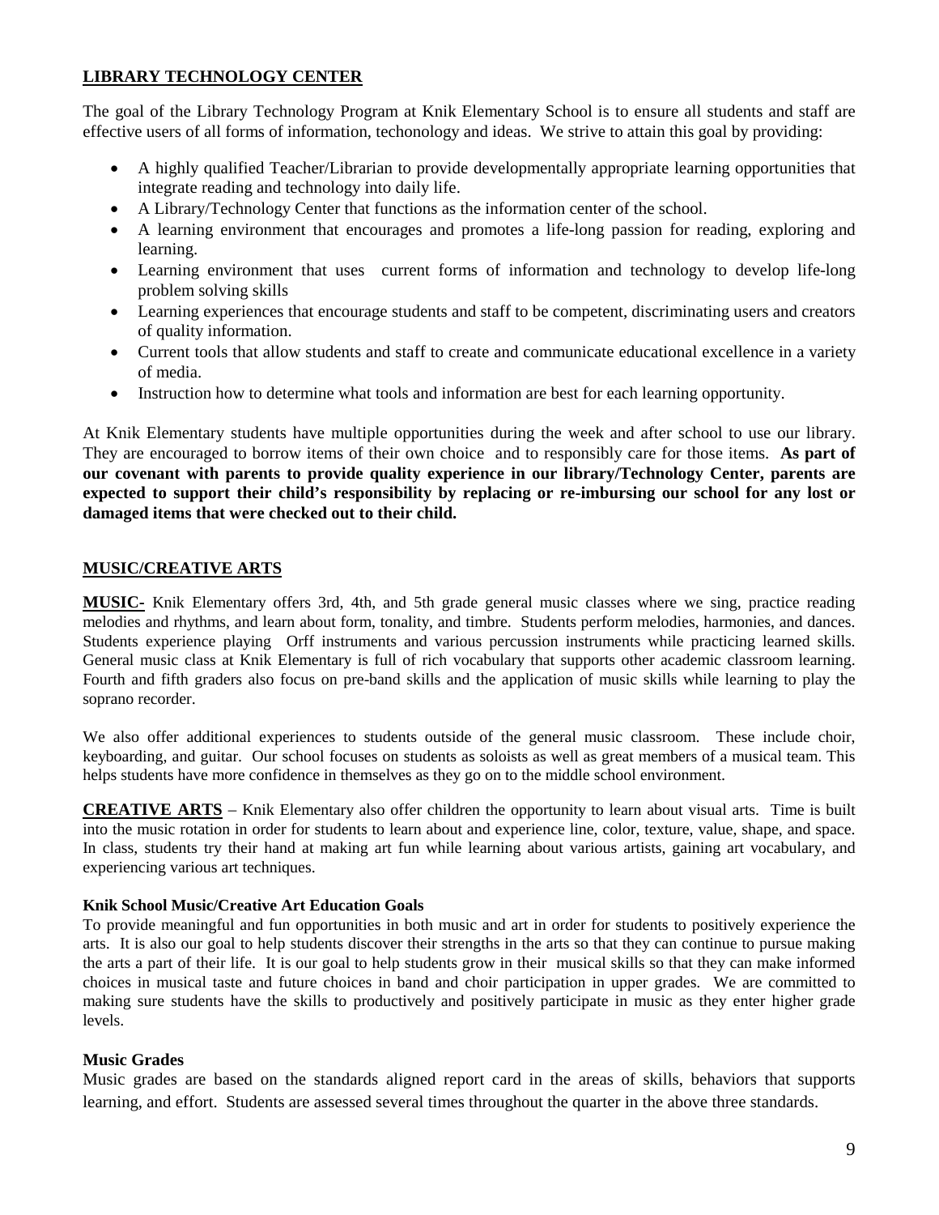## <u>LIBRARY TECHNOLOGY CENTER</u>

The goal of the Library Technology Program at Knik Elementary School is to ensure all students and staff are effective users of all forms of information, techonology and ideas. We strive to attain this goal by providing:

- A highly qualified Teacher/Librarian to provide developmentally appropriate learning opportunities that integrate reading and technology into daily life.
- A Library/Technology Center that functions as the information center of the school.
- A learning environment that encourages and promotes a life-long passion for reading, exploring and learning.
- Learning environment that uses current forms of information and technology to develop life-long problem solving skills
- Learning experiences that encourage students and staff to be competent, discriminating users and creators of quality information.
- Current tools that allow students and staff to create and communicate educational excellence in a variety of media.
- Instruction how to determine what tools and information are best for each learning opportunity.

At Knik Elementary students have multiple opportunities during the week and after school to use our library. They are encouraged to borrow items of their own choice and to responsibly care for those items. **As part of our covenant with parents to provide quality experience in our library/Technology Center, parents are expected to support their child's responsibility by replacing or re-imbursing our school for any lost or damaged items that were checked out to their child.**

## <u>MUSIC/CREATIVE ARTS</u>

**<u>MUSIC-</u>** Knik Elementary offers 3rd, 4th, and 5th grade general music classes where we sing, practice reading melodies and rhythms, and learn about form, tonality, and timbre. Students perform melodies, harmonies, and dances. Students experience playing Orff instruments and various percussion instruments while practicing learned skills. General music class at Knik Elementary is full of rich vocabulary that supports other academic classroom learning. Fourth and fifth graders also focus on pre-band skills and the application of music skills while learning to play the soprano recorder.

We also offer additional experiences to students outside of the general music classroom. These include choir, keyboarding, and guitar. Our school focuses on students as soloists as well as great members of a musical team. This helps students have more confidence in themselves as they go on to the middle school environment.

**<u>CREATIVE ARTS</u>** – Knik Elementary also offer children the opportunity to learn about visual arts. Time is built into the music rotation in order for students to learn about and experience line, color, texture, value, shape, and space. In class, students try their hand at making art fun while learning about various artists, gaining art vocabulary, and experiencing various art techniques.

### Knik School Music/Creative Art Education Goals

To provide meaningful and fun opportunities in both music and art in order for students to positively experience the arts. It is also our goal to help students discover their strengths in the arts so that they can continue to pursue making the arts a part of their life. It is our goal to help students grow in their musical skills so that they can make informed choices in musical taste and future choices in band and choir participation in upper grades. We are committed to making sure students have the skills to productively and positively participate in music as they enter higher grade levels.

### Music Grades

Music grades are based on the standards aligned report card in the areas of skills, behaviors that supports learning, and effort. Students are assessed several times throughout the quarter in the above three standards.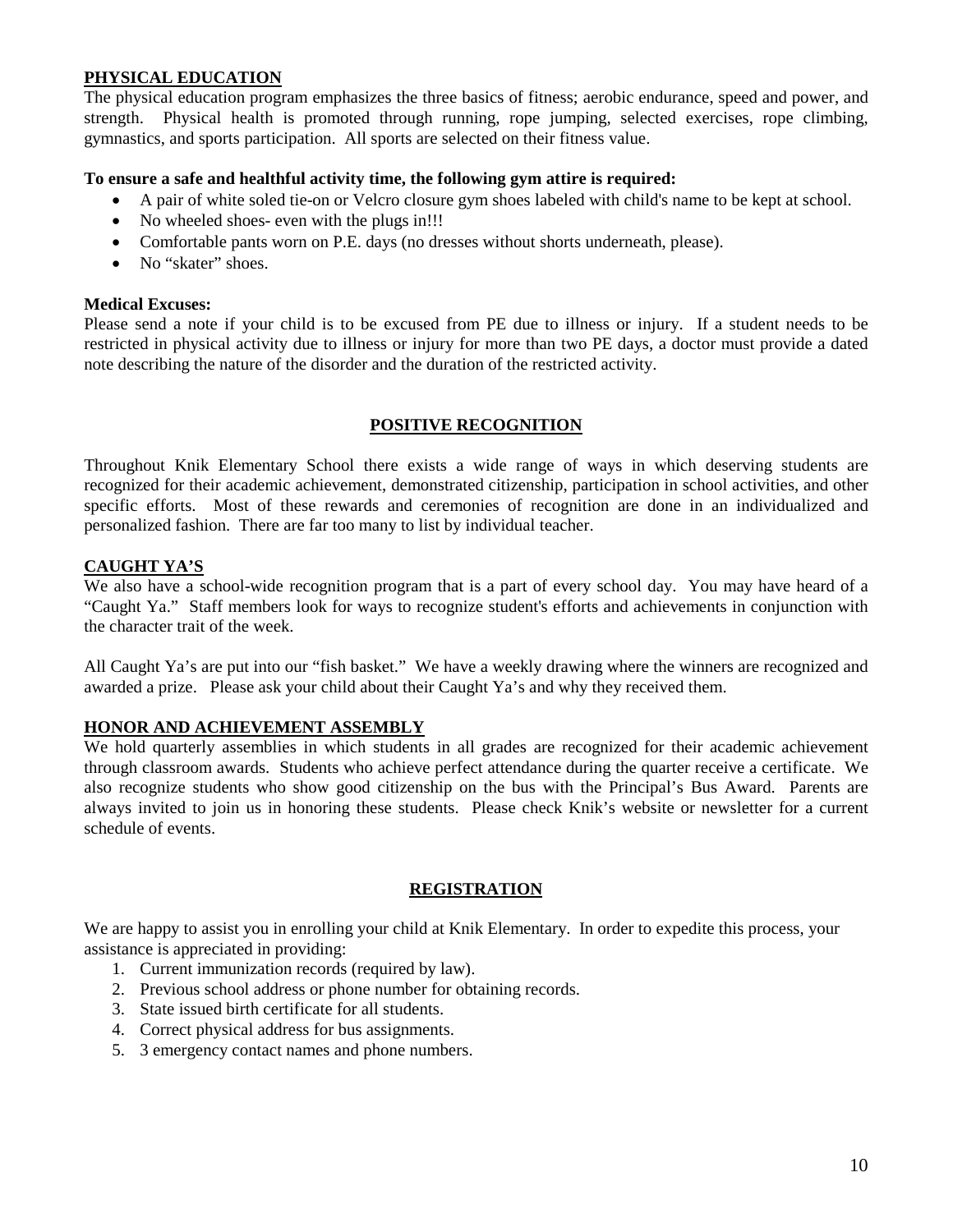## PHYSICAL EDUCATION

The physical education program emphasizes the three basics of fitness; aerobic endurance, speed and power, and strength. Physical health is promoted through running, rope jumping, selected exercises, rope climbing, gymnastics, and sports participation. All sports are selected on their fitness value.

**To ensure a safe and healthful activity time, the following gym attire is required:**

- A pair of white soled tie-on or Velcro closure gym shoes labeled with child's name to be kept at school.
- No wheeled shoes- even with the plugs in!!!
- Comfortable pants worn on P.E. days (no dresses without shorts underneath, please).
- No "skater" shoes.

**Medical Excuses:**

Please send a note if your child is to be excused from PE due to illness or injury. If a student needs to be restricted in physical activity due to illness or injury for more than two PE days, a doctor must provide a dated note describing the nature of the disorder and the duration of the restricted activity.

## POSITIVE RECOGNITION

Throughout Knik Elementary School there exists a wide range of ways in which deserving students are recognized for their academic achievement, demonstrated citizenship, participation in school activities, and other specific efforts. Most of these rewards and ceremonies of recognition are done in an individualized and personalized fashion. There are far too many to list by individual teacher.

### CAUGHT YA'S

We also have a school-wide recognition program that is a part of every school day. You may have heard of a "Caught Ya." Staff members look for ways to recognize student's efforts and achievements in conjunction with the character trait of the week.

All Caught Ya's are put into our "fish basket." We have a weekly drawing where the winners are recognized and awarded a prize. Please ask your child about their Caught Ya's and why they received them.

### HONOR AND ACHIEVEMENT ASSEMBLY

We hold quarterly assemblies in which students in all grades are recognized for their academic achievement through classroom awards. Students who achieve perfect attendance during the quarter receive a certificate. We also recognize students who show good citizenship on the bus with the Principal's Bus Award. Parents are always invited to join us in honoring these students. Please check Knik's website or newsletter for a current schedule of events.

## REGISTRATION

We are happy to assist you in enrolling your child at Knik Elementary. In order to expedite this process, your assistance is appreciated in providing:

1. Current immunization records (required by law).
2. Previous school address or phone number for obtaining records.
3. State issued birth certificate for all students.
4. Correct physical address for bus assignments.
5. 3 emergency contact names and phone numbers.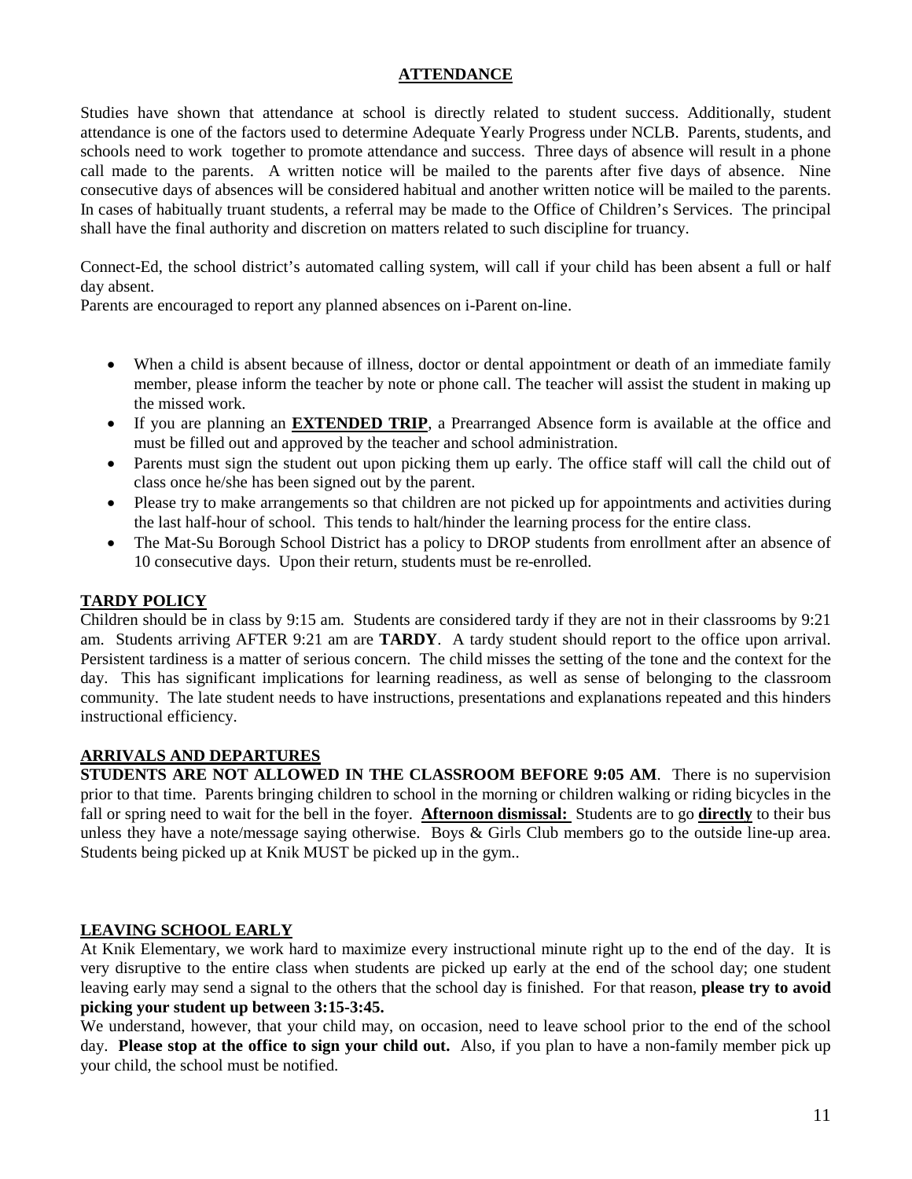## ATTENDANCE

Studies have shown that attendance at school is directly related to student success. Additionally, student attendance is one of the factors used to determine Adequate Yearly Progress under NCLB. Parents, students, and schools need to work together to promote attendance and success. Three days of absence will result in a phone call made to the parents. A written notice will be mailed to the parents after five days of absence. Nine consecutive days of absences will be considered habitual and another written notice will be mailed to the parents. In cases of habitually truant students, a referral may be made to the Office of Children's Services. The principal shall have the final authority and discretion on matters related to such discipline for truancy.

Connect-Ed, the school district's automated calling system, will call if your child has been absent a full or half day absent.
Parents are encouraged to report any planned absences on i-Parent on-line.

- When a child is absent because of illness, doctor or dental appointment or death of an immediate family member, please inform the teacher by note or phone call. The teacher will assist the student in making up the missed work.
- If you are planning an **EXTENDED TRIP**, a Prearranged Absence form is available at the office and must be filled out and approved by the teacher and school administration.
- Parents must sign the student out upon picking them up early. The office staff will call the child out of class once he/she has been signed out by the parent.
- Please try to make arrangements so that children are not picked up for appointments and activities during the last half-hour of school. This tends to halt/hinder the learning process for the entire class.
- The Mat-Su Borough School District has a policy to DROP students from enrollment after an absence of 10 consecutive days. Upon their return, students must be re-enrolled.

## TARDY POLICY

Children should be in class by 9:15 am. Students are considered tardy if they are not in their classrooms by 9:21 am. Students arriving AFTER 9:21 am are **TARDY**. A tardy student should report to the office upon arrival. Persistent tardiness is a matter of serious concern. The child misses the setting of the tone and the context for the day. This has significant implications for learning readiness, as well as sense of belonging to the classroom community. The late student needs to have instructions, presentations and explanations repeated and this hinders instructional efficiency.

## ARRIVALS AND DEPARTURES

**STUDENTS ARE NOT ALLOWED IN THE CLASSROOM BEFORE 9:05 AM**. There is no supervision prior to that time. Parents bringing children to school in the morning or children walking or riding bicycles in the fall or spring need to wait for the bell in the foyer. **Afternoon dismissal:** Students are to go **directly** to their bus unless they have a note/message saying otherwise. Boys & Girls Club members go to the outside line-up area. Students being picked up at Knik MUST be picked up in the gym..

## LEAVING SCHOOL EARLY

At Knik Elementary, we work hard to maximize every instructional minute right up to the end of the day. It is very disruptive to the entire class when students are picked up early at the end of the school day; one student leaving early may send a signal to the others that the school day is finished. For that reason, **please try to avoid picking your student up between 3:15-3:45.**

We understand, however, that your child may, on occasion, need to leave school prior to the end of the school day. **Please stop at the office to sign your child out.** Also, if you plan to have a non-family member pick up your child, the school must be notified.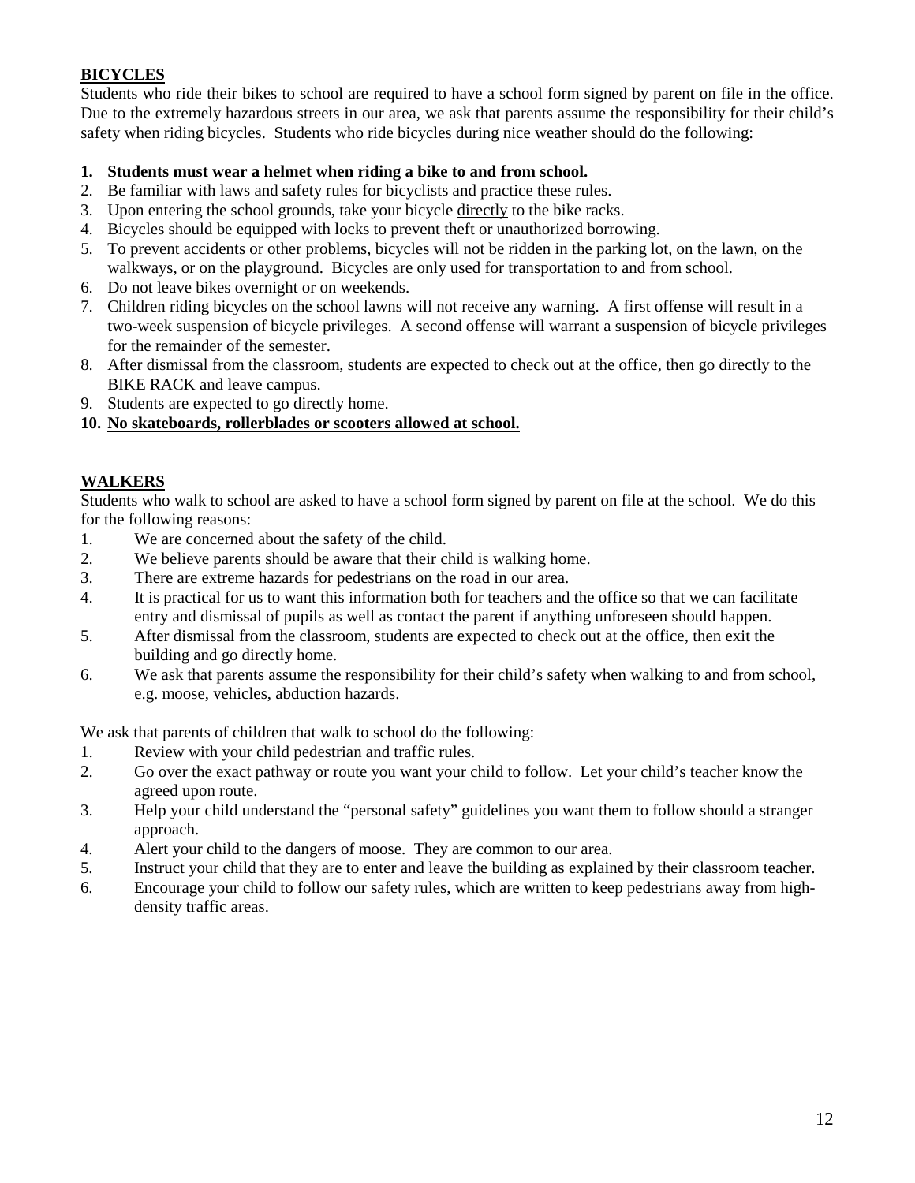## BICYCLES

Students who ride their bikes to school are required to have a school form signed by parent on file in the office. Due to the extremely hazardous streets in our area, we ask that parents assume the responsibility for their child's safety when riding bicycles. Students who ride bicycles during nice weather should do the following:

1. **Students must wear a helmet when riding a bike to and from school.**
2. Be familiar with laws and safety rules for bicyclists and practice these rules.
3. Upon entering the school grounds, take your bicycle <u>directly</u> to the bike racks.
4. Bicycles should be equipped with locks to prevent theft or unauthorized borrowing.
5. To prevent accidents or other problems, bicycles will not be ridden in the parking lot, on the lawn, on the walkways, or on the playground. Bicycles are only used for transportation to and from school.
6. Do not leave bikes overnight or on weekends.
7. Children riding bicycles on the school lawns will not receive any warning. A first offense will result in a two-week suspension of bicycle privileges. A second offense will warrant a suspension of bicycle privileges for the remainder of the semester.
8. After dismissal from the classroom, students are expected to check out at the office, then go directly to the BIKE RACK and leave campus.
9. Students are expected to go directly home.
10. **<u>No skateboards, rollerblades or scooters allowed at school.</u>**

## WALKERS

Students who walk to school are asked to have a school form signed by parent on file at the school. We do this for the following reasons:

1. We are concerned about the safety of the child.
2. We believe parents should be aware that their child is walking home.
3. There are extreme hazards for pedestrians on the road in our area.
4. It is practical for us to want this information both for teachers and the office so that we can facilitate entry and dismissal of pupils as well as contact the parent if anything unforeseen should happen.
5. After dismissal from the classroom, students are expected to check out at the office, then exit the building and go directly home.
6. We ask that parents assume the responsibility for their child's safety when walking to and from school, e.g. moose, vehicles, abduction hazards.

We ask that parents of children that walk to school do the following:

1. Review with your child pedestrian and traffic rules.
2. Go over the exact pathway or route you want your child to follow. Let your child's teacher know the agreed upon route.
3. Help your child understand the "personal safety" guidelines you want them to follow should a stranger approach.
4. Alert your child to the dangers of moose. They are common to our area.
5. Instruct your child that they are to enter and leave the building as explained by their classroom teacher.
6. Encourage your child to follow our safety rules, which are written to keep pedestrians away from high-density traffic areas.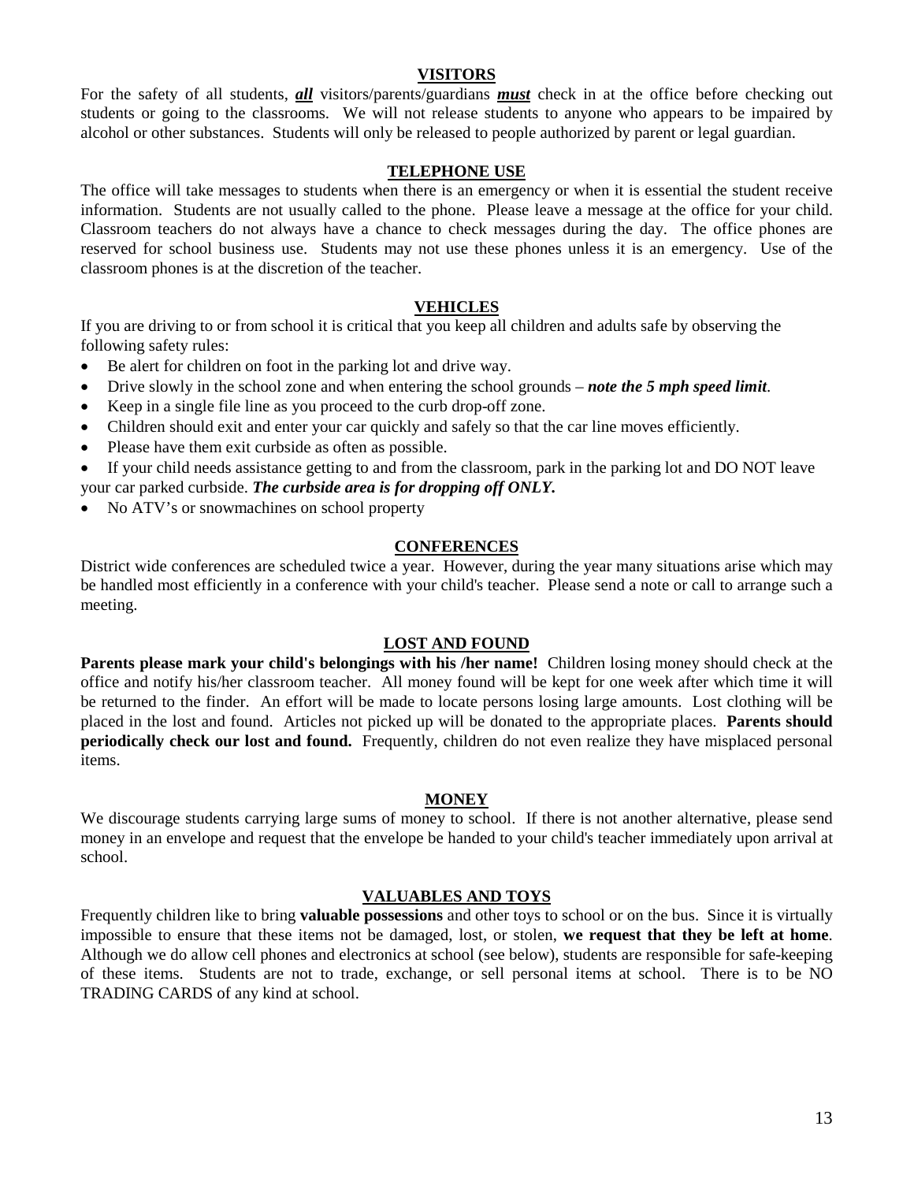## VISITORS

For the safety of all students, ***all*** visitors/parents/guardians ***must*** check in at the office before checking out students or going to the classrooms. We will not release students to anyone who appears to be impaired by alcohol or other substances. Students will only be released to people authorized by parent or legal guardian.

## TELEPHONE USE

The office will take messages to students when there is an emergency or when it is essential the student receive information. Students are not usually called to the phone. Please leave a message at the office for your child. Classroom teachers do not always have a chance to check messages during the day. The office phones are reserved for school business use. Students may not use these phones unless it is an emergency. Use of the classroom phones is at the discretion of the teacher.

## VEHICLES

If you are driving to or from school it is critical that you keep all children and adults safe by observing the following safety rules:

- Be alert for children on foot in the parking lot and drive way.
- Drive slowly in the school zone and when entering the school grounds – ***note the 5 mph speed limit***.
- Keep in a single file line as you proceed to the curb drop-off zone.
- Children should exit and enter your car quickly and safely so that the car line moves efficiently.
- Please have them exit curbside as often as possible.
- If your child needs assistance getting to and from the classroom, park in the parking lot and DO NOT leave your car parked curbside. ***The curbside area is for dropping off ONLY.***
- No ATV's or snowmachines on school property

## CONFERENCES

District wide conferences are scheduled twice a year. However, during the year many situations arise which may be handled most efficiently in a conference with your child's teacher. Please send a note or call to arrange such a meeting.

## LOST AND FOUND

**Parents please mark your child's belongings with his /her name!** Children losing money should check at the office and notify his/her classroom teacher. All money found will be kept for one week after which time it will be returned to the finder. An effort will be made to locate persons losing large amounts. Lost clothing will be placed in the lost and found. Articles not picked up will be donated to the appropriate places. **Parents should periodically check our lost and found.** Frequently, children do not even realize they have misplaced personal items.

## MONEY

We discourage students carrying large sums of money to school. If there is not another alternative, please send money in an envelope and request that the envelope be handed to your child's teacher immediately upon arrival at school.

## VALUABLES AND TOYS

Frequently children like to bring **valuable possessions** and other toys to school or on the bus. Since it is virtually impossible to ensure that these items not be damaged, lost, or stolen, **we request that they be left at home**. Although we do allow cell phones and electronics at school (see below), students are responsible for safe-keeping of these items. Students are not to trade, exchange, or sell personal items at school. There is to be NO TRADING CARDS of any kind at school.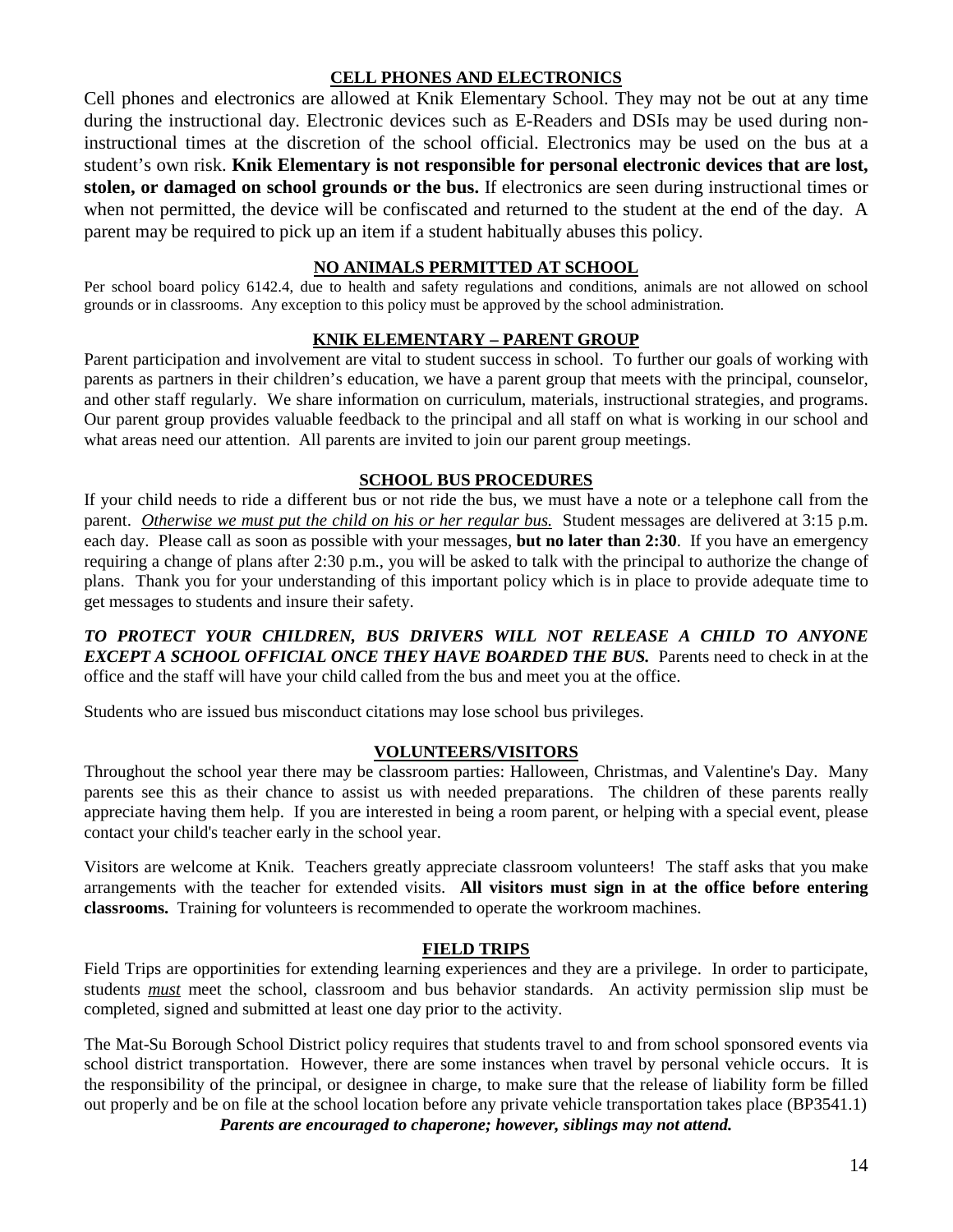## CELL PHONES AND ELECTRONICS

Cell phones and electronics are allowed at Knik Elementary School. They may not be out at any time during the instructional day. Electronic devices such as E-Readers and DSIs may be used during non-instructional times at the discretion of the school official. Electronics may be used on the bus at a student's own risk. **Knik Elementary is not responsible for personal electronic devices that are lost, stolen, or damaged on school grounds or the bus.** If electronics are seen during instructional times or when not permitted, the device will be confiscated and returned to the student at the end of the day. A parent may be required to pick up an item if a student habitually abuses this policy.

## NO ANIMALS PERMITTED AT SCHOOL

Per school board policy 6142.4, due to health and safety regulations and conditions, animals are not allowed on school grounds or in classrooms. Any exception to this policy must be approved by the school administration.

## KNIK ELEMENTARY – PARENT GROUP

Parent participation and involvement are vital to student success in school. To further our goals of working with parents as partners in their children's education, we have a parent group that meets with the principal, counselor, and other staff regularly. We share information on curriculum, materials, instructional strategies, and programs. Our parent group provides valuable feedback to the principal and all staff on what is working in our school and what areas need our attention. All parents are invited to join our parent group meetings.

## SCHOOL BUS PROCEDURES

If your child needs to ride a different bus or not ride the bus, we must have a note or a telephone call from the parent. *Otherwise we must put the child on his or her regular bus.* Student messages are delivered at 3:15 p.m. each day. Please call as soon as possible with your messages, **but no later than 2:30**. If you have an emergency requiring a change of plans after 2:30 p.m., you will be asked to talk with the principal to authorize the change of plans. Thank you for your understanding of this important policy which is in place to provide adequate time to get messages to students and insure their safety.

***TO PROTECT YOUR CHILDREN, BUS DRIVERS WILL NOT RELEASE A CHILD TO ANYONE EXCEPT A SCHOOL OFFICIAL ONCE THEY HAVE BOARDED THE BUS.*** Parents need to check in at the office and the staff will have your child called from the bus and meet you at the office.

Students who are issued bus misconduct citations may lose school bus privileges.

## VOLUNTEERS/VISITORS

Throughout the school year there may be classroom parties: Halloween, Christmas, and Valentine's Day. Many parents see this as their chance to assist us with needed preparations. The children of these parents really appreciate having them help. If you are interested in being a room parent, or helping with a special event, please contact your child's teacher early in the school year.

Visitors are welcome at Knik. Teachers greatly appreciate classroom volunteers! The staff asks that you make arrangements with the teacher for extended visits. **All visitors must sign in at the office before entering classrooms.** Training for volunteers is recommended to operate the workroom machines.

## FIELD TRIPS

Field Trips are opportinities for extending learning experiences and they are a privilege. In order to participate, students ***must*** meet the school, classroom and bus behavior standards. An activity permission slip must be completed, signed and submitted at least one day prior to the activity.

The Mat-Su Borough School District policy requires that students travel to and from school sponsored events via school district transportation. However, there are some instances when travel by personal vehicle occurs. It is the responsibility of the principal, or designee in charge, to make sure that the release of liability form be filled out properly and be on file at the school location before any private vehicle transportation takes place (BP3541.1)

***Parents are encouraged to chaperone; however, siblings may not attend.***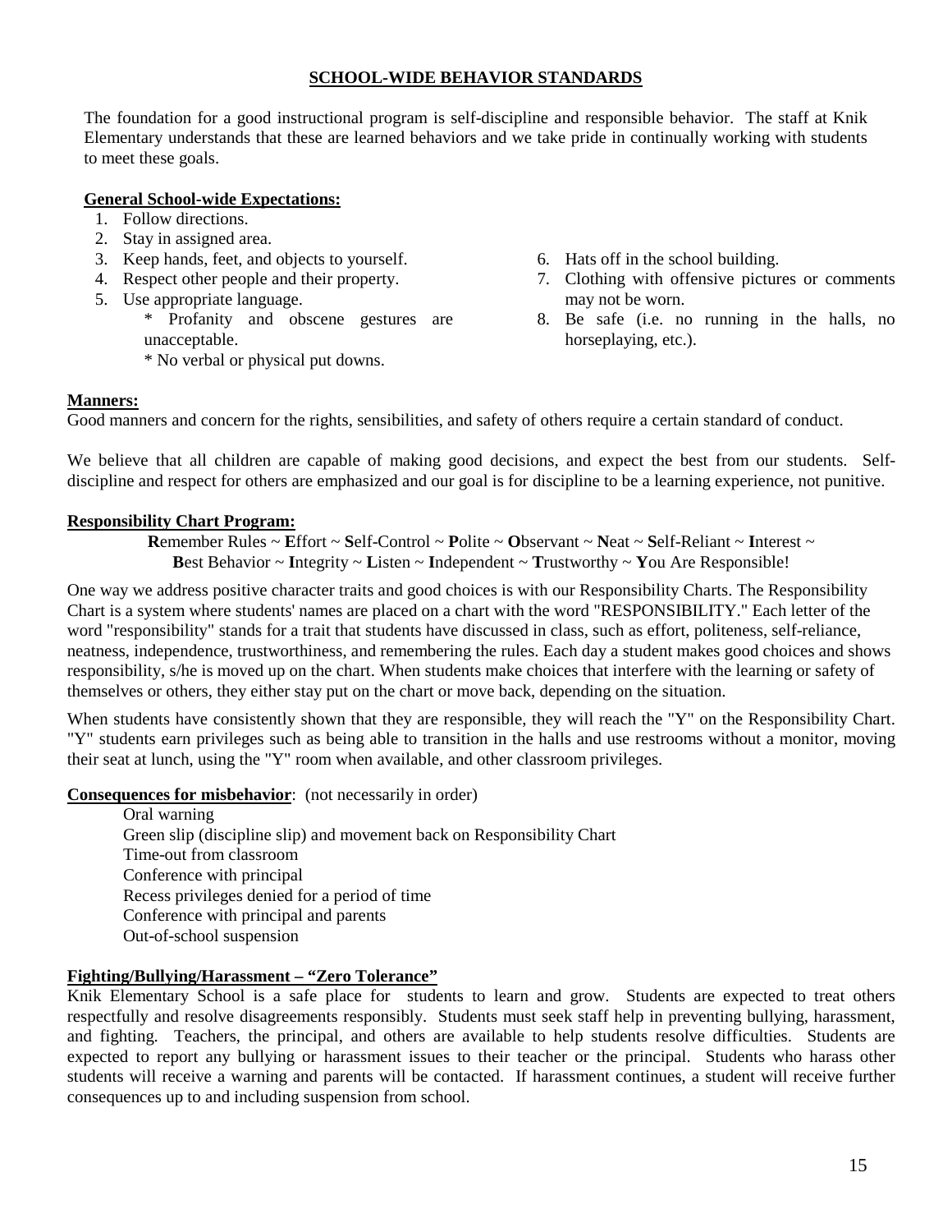## SCHOOL-WIDE BEHAVIOR STANDARDS

The foundation for a good instructional program is self-discipline and responsible behavior. The staff at Knik Elementary understands that these are learned behaviors and we take pride in continually working with students to meet these goals.

**General School-wide Expectations:**

1. Follow directions.
2. Stay in assigned area.
3. Keep hands, feet, and objects to yourself.
4. Respect other people and their property.
5. Use appropriate language.
   * Profanity and obscene gestures are unacceptable.
   * No verbal or physical put downs.
6. Hats off in the school building.
7. Clothing with offensive pictures or comments may not be worn.
8. Be safe (i.e. no running in the halls, no horseplaying, etc.).

**Manners:**

Good manners and concern for the rights, sensibilities, and safety of others require a certain standard of conduct.

We believe that all children are capable of making good decisions, and expect the best from our students. Self-discipline and respect for others are emphasized and our goal is for discipline to be a learning experience, not punitive.

**Responsibility Chart Program:**

**R**emember Rules ~ **E**ffort ~ **S**elf-Control ~ **P**olite ~ **O**bservant ~ **N**eat ~ **S**elf-Reliant ~ **I**nterest ~ **B**est Behavior ~ **I**ntegrity ~ **L**isten ~ **I**ndependent ~ **T**rustworthy ~ **Y**ou Are Responsible!

One way we address positive character traits and good choices is with our Responsibility Charts. The Responsibility Chart is a system where students' names are placed on a chart with the word "RESPONSIBILITY." Each letter of the word "responsibility" stands for a trait that students have discussed in class, such as effort, politeness, self-reliance, neatness, independence, trustworthiness, and remembering the rules. Each day a student makes good choices and shows responsibility, s/he is moved up on the chart. When students make choices that interfere with the learning or safety of themselves or others, they either stay put on the chart or move back, depending on the situation.

When students have consistently shown that they are responsible, they will reach the "Y" on the Responsibility Chart. "Y" students earn privileges such as being able to transition in the halls and use restrooms without a monitor, moving their seat at lunch, using the "Y" room when available, and other classroom privileges.

**Consequences for misbehavior**: (not necessarily in order)

- Oral warning
- Green slip (discipline slip) and movement back on Responsibility Chart
- Time-out from classroom
- Conference with principal
- Recess privileges denied for a period of time
- Conference with principal and parents
- Out-of-school suspension

**Fighting/Bullying/Harassment – "Zero Tolerance"**

Knik Elementary School is a safe place for students to learn and grow. Students are expected to treat others respectfully and resolve disagreements responsibly. Students must seek staff help in preventing bullying, harassment, and fighting. Teachers, the principal, and others are available to help students resolve difficulties. Students are expected to report any bullying or harassment issues to their teacher or the principal. Students who harass other students will receive a warning and parents will be contacted. If harassment continues, a student will receive further consequences up to and including suspension from school.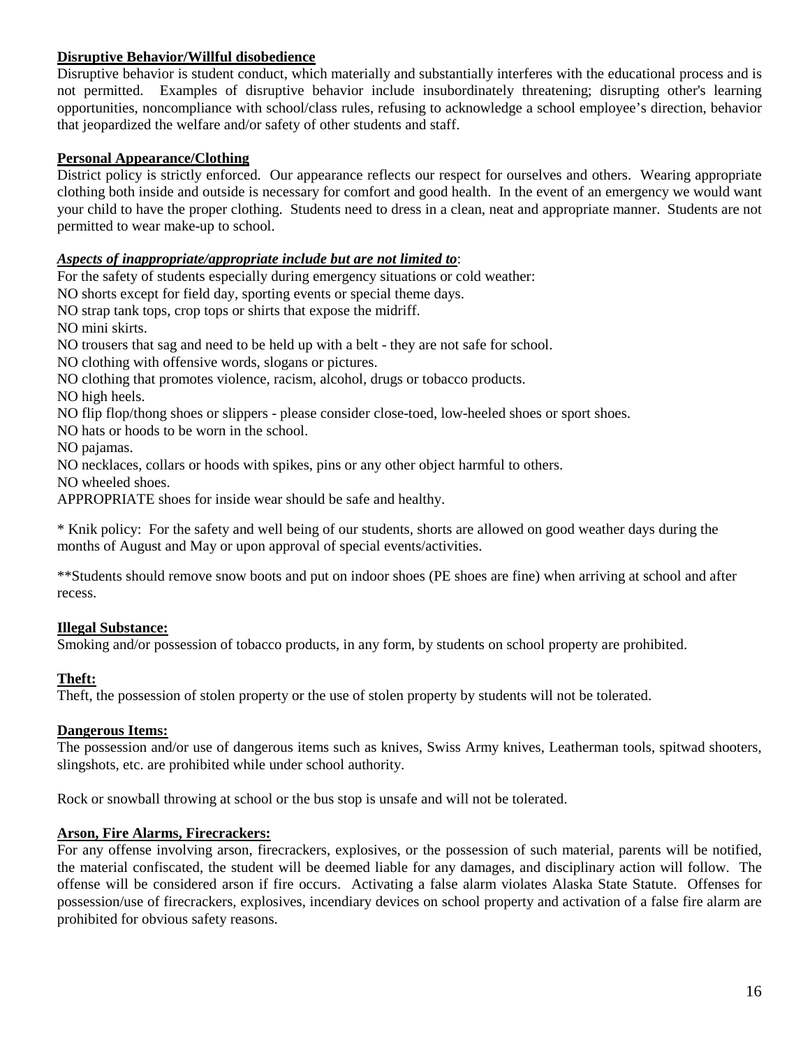**Disruptive Behavior/Willful disobedience**

Disruptive behavior is student conduct, which materially and substantially interferes with the educational process and is not permitted. Examples of disruptive behavior include insubordinately threatening; disrupting other's learning opportunities, noncompliance with school/class rules, refusing to acknowledge a school employee's direction, behavior that jeopardized the welfare and/or safety of other students and staff.

**Personal Appearance/Clothing**

District policy is strictly enforced. Our appearance reflects our respect for ourselves and others. Wearing appropriate clothing both inside and outside is necessary for comfort and good health. In the event of an emergency we would want your child to have the proper clothing. Students need to dress in a clean, neat and appropriate manner. Students are not permitted to wear make-up to school.

***Aspects of inappropriate/appropriate include but are not limited to***:

For the safety of students especially during emergency situations or cold weather:
NO shorts except for field day, sporting events or special theme days.
NO strap tank tops, crop tops or shirts that expose the midriff.
NO mini skirts.
NO trousers that sag and need to be held up with a belt - they are not safe for school.
NO clothing with offensive words, slogans or pictures.
NO clothing that promotes violence, racism, alcohol, drugs or tobacco products.
NO high heels.
NO flip flop/thong shoes or slippers - please consider close-toed, low-heeled shoes or sport shoes.
NO hats or hoods to be worn in the school.
NO pajamas.
NO necklaces, collars or hoods with spikes, pins or any other object harmful to others.
NO wheeled shoes.
APPROPRIATE shoes for inside wear should be safe and healthy.

* Knik policy: For the safety and well being of our students, shorts are allowed on good weather days during the months of August and May or upon approval of special events/activities.

**Students should remove snow boots and put on indoor shoes (PE shoes are fine) when arriving at school and after recess.

**Illegal Substance:**

Smoking and/or possession of tobacco products, in any form, by students on school property are prohibited.

**Theft:**

Theft, the possession of stolen property or the use of stolen property by students will not be tolerated.

**Dangerous Items:**

The possession and/or use of dangerous items such as knives, Swiss Army knives, Leatherman tools, spitwad shooters, slingshots, etc. are prohibited while under school authority.

Rock or snowball throwing at school or the bus stop is unsafe and will not be tolerated.

**Arson, Fire Alarms, Firecrackers:**

For any offense involving arson, firecrackers, explosives, or the possession of such material, parents will be notified, the material confiscated, the student will be deemed liable for any damages, and disciplinary action will follow. The offense will be considered arson if fire occurs. Activating a false alarm violates Alaska State Statute. Offenses for possession/use of firecrackers, explosives, incendiary devices on school property and activation of a false fire alarm are prohibited for obvious safety reasons.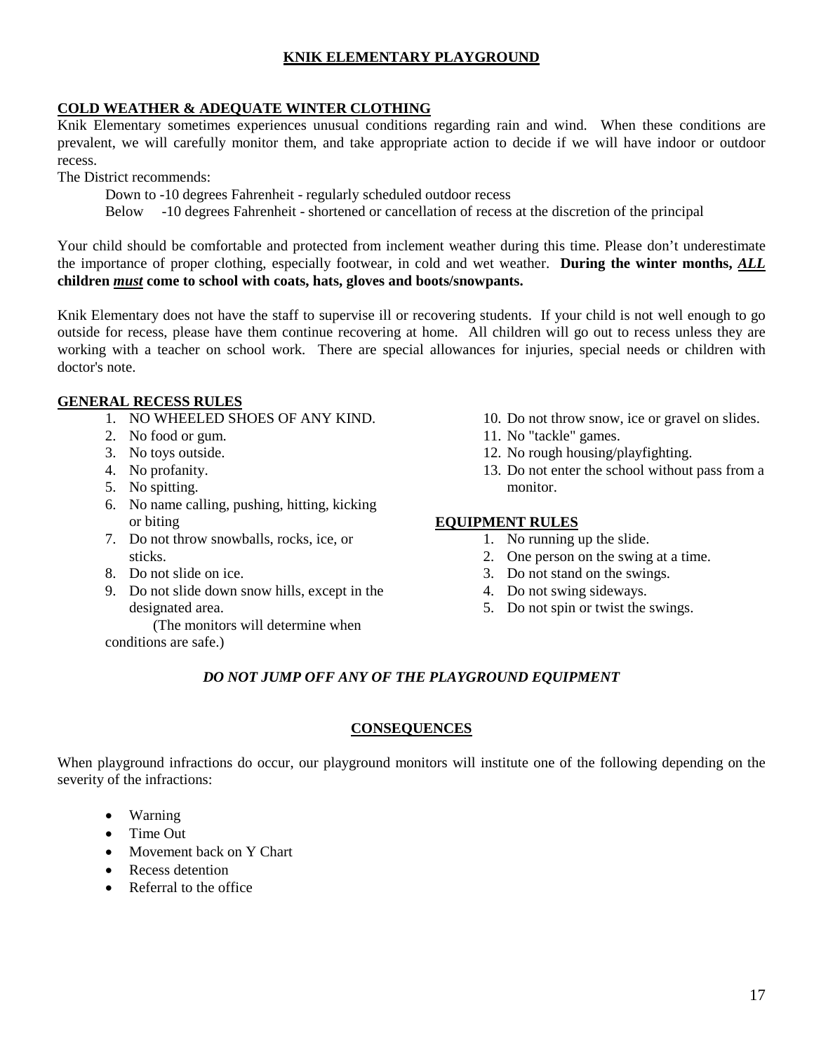# KNIK ELEMENTARY PLAYGROUND

## COLD WEATHER & ADEQUATE WINTER CLOTHING

Knik Elementary sometimes experiences unusual conditions regarding rain and wind. When these conditions are prevalent, we will carefully monitor them, and take appropriate action to decide if we will have indoor or outdoor recess.

The District recommends:

Down to -10 degrees Fahrenheit - regularly scheduled outdoor recess

Below -10 degrees Fahrenheit - shortened or cancellation of recess at the discretion of the principal

Your child should be comfortable and protected from inclement weather during this time. Please don't underestimate the importance of proper clothing, especially footwear, in cold and wet weather. **During the winter months, *ALL* children *must* come to school with coats, hats, gloves and boots/snowpants.**

Knik Elementary does not have the staff to supervise ill or recovering students. If your child is not well enough to go outside for recess, please have them continue recovering at home. All children will go out to recess unless they are working with a teacher on school work. There are special allowances for injuries, special needs or children with doctor's note.

## GENERAL RECESS RULES

1. NO WHEELED SHOES OF ANY KIND.
2. No food or gum.
3. No toys outside.
4. No profanity.
5. No spitting.
6. No name calling, pushing, hitting, kicking or biting
7. Do not throw snowballs, rocks, ice, or sticks.
8. Do not slide on ice.
9. Do not slide down snow hills, except in the designated area. (The monitors will determine when conditions are safe.)
10. Do not throw snow, ice or gravel on slides.
11. No "tackle" games.
12. No rough housing/playfighting.
13. Do not enter the school without pass from a monitor.

## EQUIPMENT RULES

1. No running up the slide.
2. One person on the swing at a time.
3. Do not stand on the swings.
4. Do not swing sideways.
5. Do not spin or twist the swings.

*DO NOT JUMP OFF ANY OF THE PLAYGROUND EQUIPMENT*

## CONSEQUENCES

When playground infractions do occur, our playground monitors will institute one of the following depending on the severity of the infractions:

- Warning
- Time Out
- Movement back on Y Chart
- Recess detention
- Referral to the office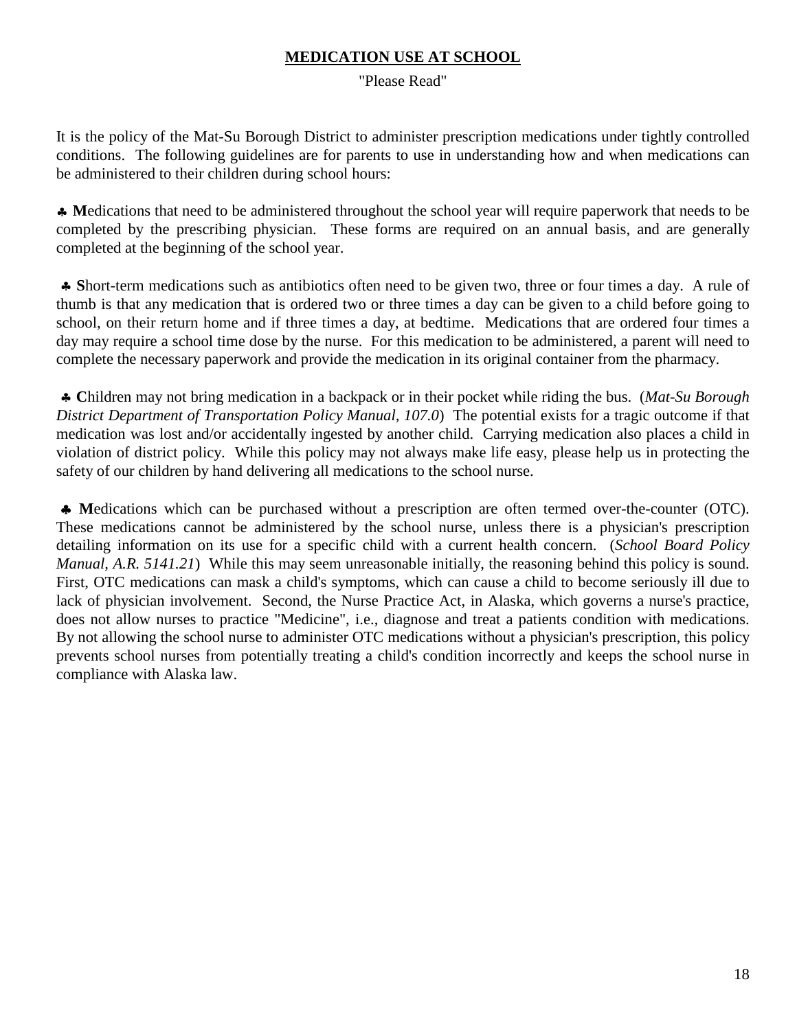# MEDICATION USE AT SCHOOL

"Please Read"

It is the policy of the Mat-Su Borough District to administer prescription medications under tightly controlled conditions. The following guidelines are for parents to use in understanding how and when medications can be administered to their children during school hours:

♣ **M**edications that need to be administered throughout the school year will require paperwork that needs to be completed by the prescribing physician. These forms are required on an annual basis, and are generally completed at the beginning of the school year.

♣ **S**hort-term medications such as antibiotics often need to be given two, three or four times a day. A rule of thumb is that any medication that is ordered two or three times a day can be given to a child before going to school, on their return home and if three times a day, at bedtime. Medications that are ordered four times a day may require a school time dose by the nurse. For this medication to be administered, a parent will need to complete the necessary paperwork and provide the medication in its original container from the pharmacy.

♣ **C**hildren may not bring medication in a backpack or in their pocket while riding the bus. (*Mat-Su Borough District Department of Transportation Policy Manual, 107.0*) The potential exists for a tragic outcome if that medication was lost and/or accidentally ingested by another child. Carrying medication also places a child in violation of district policy. While this policy may not always make life easy, please help us in protecting the safety of our children by hand delivering all medications to the school nurse.

♣ **M**edications which can be purchased without a prescription are often termed over-the-counter (OTC). These medications cannot be administered by the school nurse, unless there is a physician's prescription detailing information on its use for a specific child with a current health concern. (*School Board Policy Manual, A.R. 5141.21*) While this may seem unreasonable initially, the reasoning behind this policy is sound. First, OTC medications can mask a child's symptoms, which can cause a child to become seriously ill due to lack of physician involvement. Second, the Nurse Practice Act, in Alaska, which governs a nurse's practice, does not allow nurses to practice "Medicine", i.e., diagnose and treat a patients condition with medications. By not allowing the school nurse to administer OTC medications without a physician's prescription, this policy prevents school nurses from potentially treating a child's condition incorrectly and keeps the school nurse in compliance with Alaska law.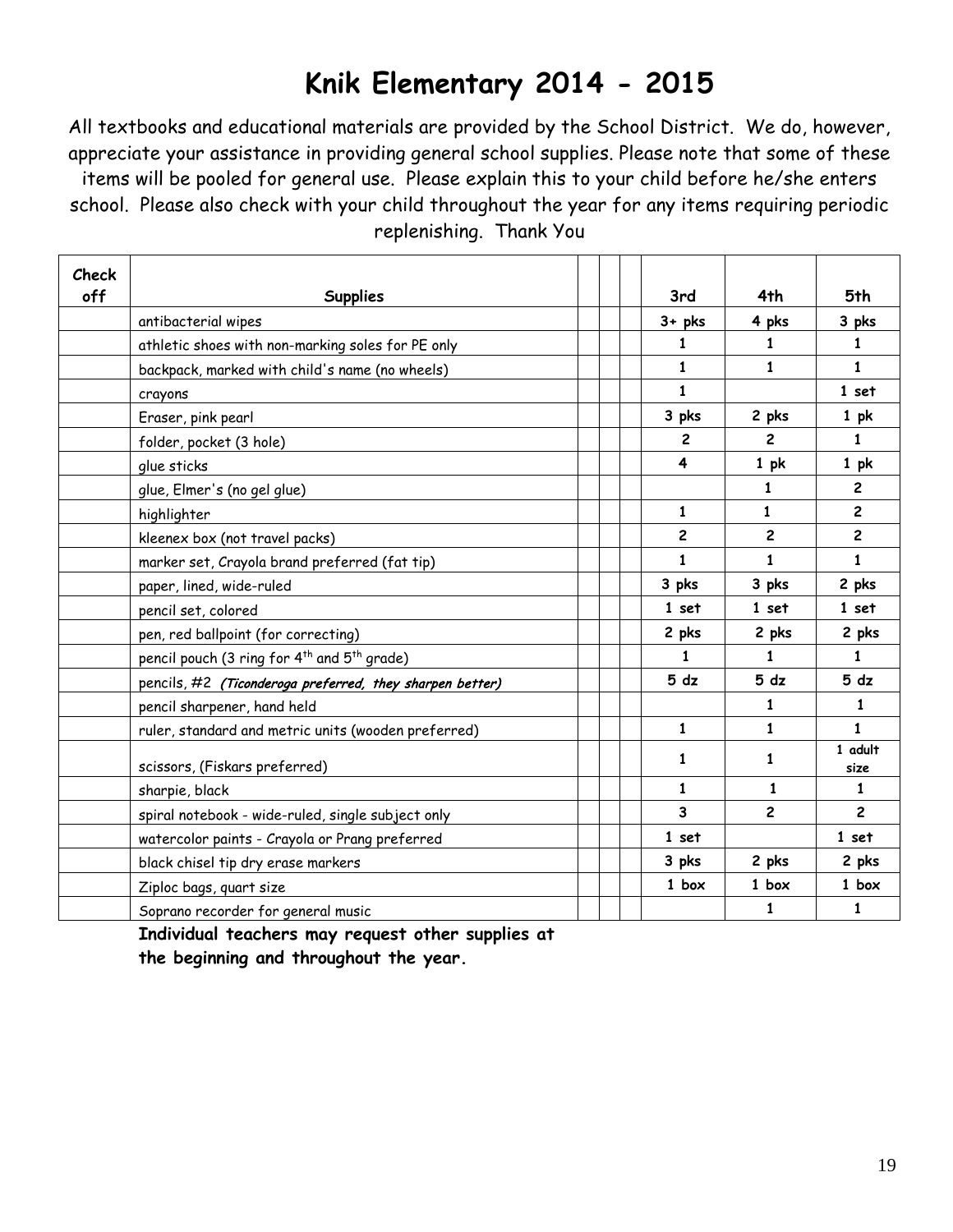# Knik Elementary 2014 - 2015

All textbooks and educational materials are provided by the School District. We do, however, appreciate your assistance in providing general school supplies. Please note that some of these items will be pooled for general use. Please explain this to your child before he/she enters school. Please also check with your child throughout the year for any items requiring periodic replenishing. Thank You

| Check off | Supplies | | | | 3rd | 4th | 5th |
|---|---|---|---|---|---|---|---|
| | antibacterial wipes | | | | 3+ pks | 4 pks | 3 pks |
| | athletic shoes with non-marking soles for PE only | | | | 1 | 1 | 1 |
| | backpack, marked with child's name (no wheels) | | | | 1 | 1 | 1 |
| | crayons | | | | 1 | | 1 set |
| | Eraser, pink pearl | | | | 3 pks | 2 pks | 1 pk |
| | folder, pocket (3 hole) | | | | 2 | 2 | 1 |
| | glue sticks | | | | 4 | 1 pk | 1 pk |
| | glue, Elmer's (no gel glue) | | | | | 1 | 2 |
| | highlighter | | | | 1 | 1 | 2 |
| | kleenex box (not travel packs) | | | | 2 | 2 | 2 |
| | marker set, Crayola brand preferred (fat tip) | | | | 1 | 1 | 1 |
| | paper, lined, wide-ruled | | | | 3 pks | 3 pks | 2 pks |
| | pencil set, colored | | | | 1 set | 1 set | 1 set |
| | pen, red ballpoint (for correcting) | | | | 2 pks | 2 pks | 2 pks |
| | pencil pouch (3 ring for 4th and 5th grade) | | | | 1 | 1 | 1 |
| | pencils, #2 ***(Ticonderoga preferred, they sharpen better)*** | | | | 5 dz | 5 dz | 5 dz |
| | pencil sharpener, hand held | | | | | 1 | 1 |
| | ruler, standard and metric units (wooden preferred) | | | | 1 | 1 | 1 |
| | scissors, (Fiskars preferred) | | | | 1 | 1 | 1 adult size |
| | sharpie, black | | | | 1 | 1 | 1 |
| | spiral notebook - wide-ruled, single subject only | | | | 3 | 2 | 2 |
| | watercolor paints - Crayola or Prang preferred | | | | 1 set | | 1 set |
| | black chisel tip dry erase markers | | | | 3 pks | 2 pks | 2 pks |
| | Ziploc bags, quart size | | | | 1 box | 1 box | 1 box |
| | Soprano recorder for general music | | | | | 1 | 1 |

**Individual teachers may request other supplies at the beginning and throughout the year.**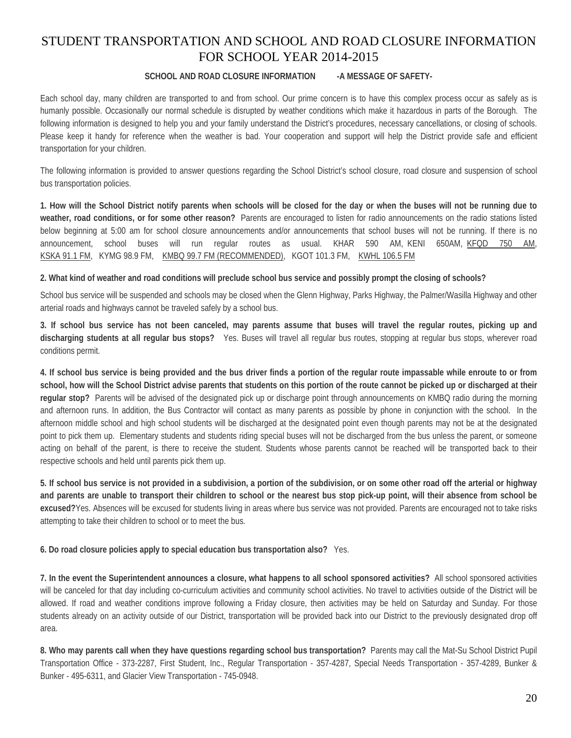# STUDENT TRANSPORTATION AND SCHOOL AND ROAD CLOSURE INFORMATION FOR SCHOOL YEAR 2014-2015

**SCHOOL AND ROAD CLOSURE INFORMATION -A MESSAGE OF SAFETY-**

Each school day, many children are transported to and from school. Our prime concern is to have this complex process occur as safely as is humanly possible. Occasionally our normal schedule is disrupted by weather conditions which make it hazardous in parts of the Borough. The following information is designed to help you and your family understand the District's procedures, necessary cancellations, or closing of schools. Please keep it handy for reference when the weather is bad. Your cooperation and support will help the District provide safe and efficient transportation for your children.

The following information is provided to answer questions regarding the School District's school closure, road closure and suspension of school bus transportation policies.

**1. How will the School District notify parents when schools will be closed for the day or when the buses will not be running due to weather, road conditions, or for some other reason?** Parents are encouraged to listen for radio announcements on the radio stations listed below beginning at 5:00 am for school closure announcements and/or announcements that school buses will not be running. If there is no announcement, school buses will run regular routes as usual. KHAR 590 AM, KENI 650AM, KFQD 750 AM, KSKA 91.1 FM, KYMG 98.9 FM, KMBQ 99.7 FM (RECOMMENDED), KGOT 101.3 FM, KWHL 106.5 FM

**2. What kind of weather and road conditions will preclude school bus service and possibly prompt the closing of schools?**

School bus service will be suspended and schools may be closed when the Glenn Highway, Parks Highway, the Palmer/Wasilla Highway and other arterial roads and highways cannot be traveled safely by a school bus.

**3. If school bus service has not been canceled, may parents assume that buses will travel the regular routes, picking up and discharging students at all regular bus stops?** Yes. Buses will travel all regular bus routes, stopping at regular bus stops, wherever road conditions permit.

**4. If school bus service is being provided and the bus driver finds a portion of the regular route impassable while enroute to or from school, how will the School District advise parents that students on this portion of the route cannot be picked up or discharged at their regular stop?** Parents will be advised of the designated pick up or discharge point through announcements on KMBQ radio during the morning and afternoon runs. In addition, the Bus Contractor will contact as many parents as possible by phone in conjunction with the school. In the afternoon middle school and high school students will be discharged at the designated point even though parents may not be at the designated point to pick them up. Elementary students and students riding special buses will not be discharged from the bus unless the parent, or someone acting on behalf of the parent, is there to receive the student. Students whose parents cannot be reached will be transported back to their respective schools and held until parents pick them up.

**5. If school bus service is not provided in a subdivision, a portion of the subdivision, or on some other road off the arterial or highway and parents are unable to transport their children to school or the nearest bus stop pick-up point, will their absence from school be excused?** Yes. Absences will be excused for students living in areas where bus service was not provided. Parents are encouraged not to take risks attempting to take their children to school or to meet the bus.

**6. Do road closure policies apply to special education bus transportation also?** Yes.

**7. In the event the Superintendent announces a closure, what happens to all school sponsored activities?** All school sponsored activities will be canceled for that day including co-curriculum activities and community school activities. No travel to activities outside of the District will be allowed. If road and weather conditions improve following a Friday closure, then activities may be held on Saturday and Sunday. For those students already on an activity outside of our District, transportation will be provided back into our District to the previously designated drop off area.

**8. Who may parents call when they have questions regarding school bus transportation?** Parents may call the Mat-Su School District Pupil Transportation Office - 373-2287, First Student, Inc., Regular Transportation - 357-4287, Special Needs Transportation - 357-4289, Bunker & Bunker - 495-6311, and Glacier View Transportation - 745-0948.